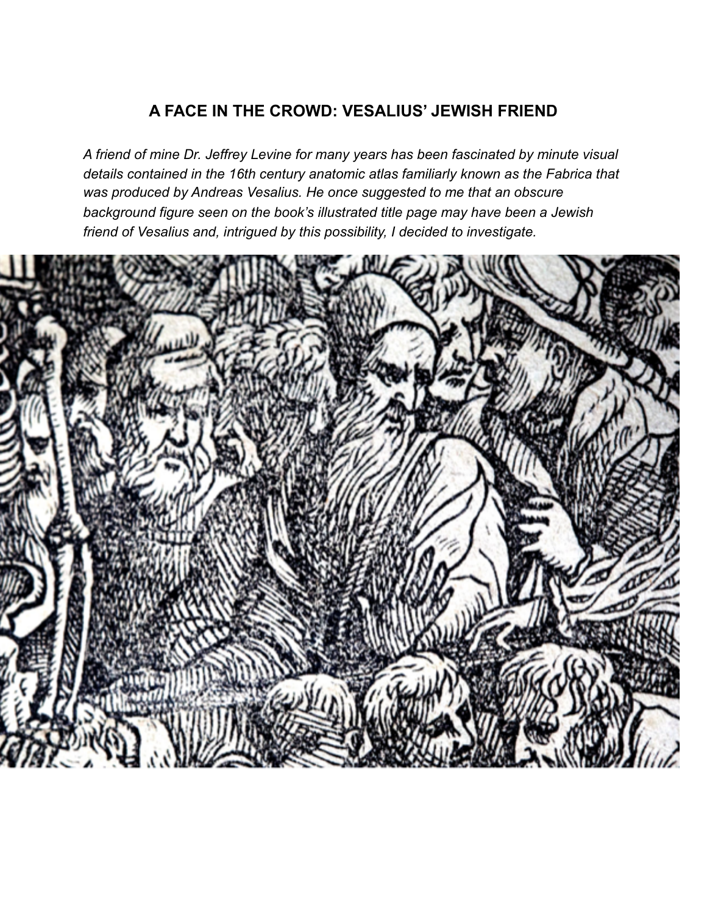# A FACE IN THE CROWD: VESALIUS' JEWISH FRIEND

*A friend of mine Dr. Jeffrey Levine for many years has been fascinated by minute visual details contained in the 16th century anatomic atlas familiarly known as the Fabrica that was produced by Andreas Vesalius. He once suggested to me that an obscure background figure seen on the book's illustrated title page may have been a Jewish friend of Vesalius and, intrigued by this possibility, I decided to investigate.*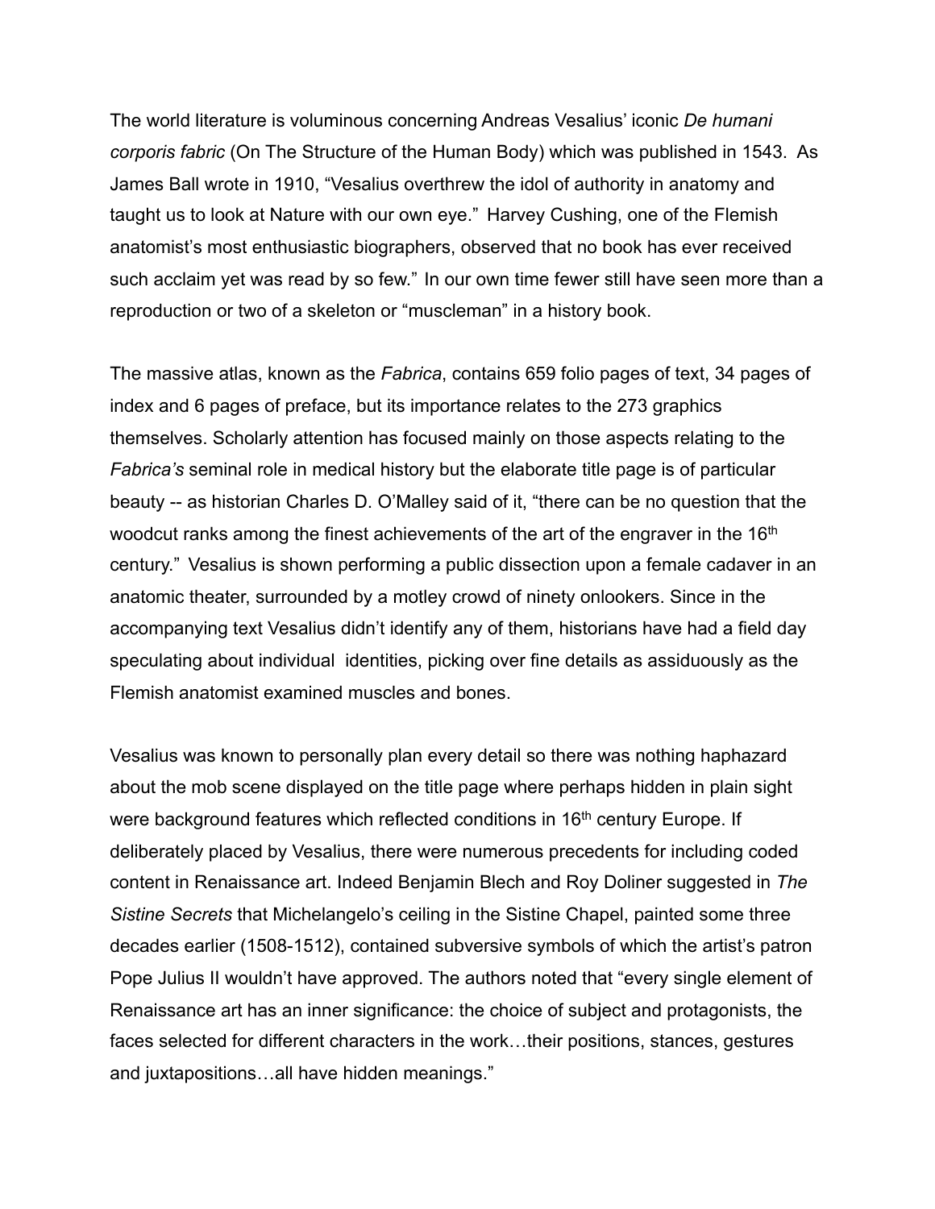The world literature is voluminous concerning Andreas Vesalius' iconic *De humani corporis fabric* (On The Structure of the Human Body) which was published in 1543. As James Ball wrote in 1910, "Vesalius overthrew the idol of authority in anatomy and taught us to look at Nature with our own eye." Harvey Cushing, one of the Flemish anatomist's most enthusiastic biographers, observed that no book has ever received such acclaim yet was read by so few." In our own time fewer still have seen more than a reproduction or two of a skeleton or "muscleman" in a history book.

The massive atlas, known as the *Fabrica*, contains 659 folio pages of text, 34 pages of index and 6 pages of preface, but its importance relates to the 273 graphics themselves. Scholarly attention has focused mainly on those aspects relating to the *Fabrica's* seminal role in medical history but the elaborate title page is of particular beauty -- as historian Charles D. O'Malley said of it, "there can be no question that the woodcut ranks among the finest achievements of the art of the engraver in the 16th century." Vesalius is shown performing a public dissection upon a female cadaver in an anatomic theater, surrounded by a motley crowd of ninety onlookers. Since in the accompanying text Vesalius didn't identify any of them, historians have had a field day speculating about individual identities, picking over fine details as assiduously as the Flemish anatomist examined muscles and bones.

Vesalius was known to personally plan every detail so there was nothing haphazard about the mob scene displayed on the title page where perhaps hidden in plain sight were background features which reflected conditions in 16th century Europe. If deliberately placed by Vesalius, there were numerous precedents for including coded content in Renaissance art. Indeed Benjamin Blech and Roy Doliner suggested in *The Sistine Secrets* that Michelangelo's ceiling in the Sistine Chapel, painted some three decades earlier (1508-1512), contained subversive symbols of which the artist's patron Pope Julius II wouldn't have approved. The authors noted that "every single element of Renaissance art has an inner significance: the choice of subject and protagonists, the faces selected for different characters in the work…their positions, stances, gestures and juxtapositions…all have hidden meanings."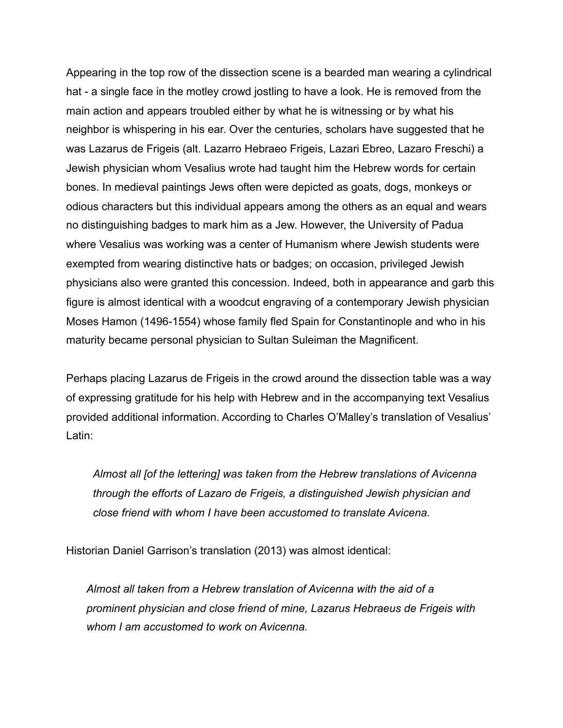Appearing in the top row of the dissection scene is a bearded man wearing a cylindrical hat - a single face in the motley crowd jostling to have a look. He is removed from the main action and appears troubled either by what he is witnessing or by what his neighbor is whispering in his ear. Over the centuries, scholars have suggested that he was Lazarus de Frigeis (alt. Lazarro Hebraeo Frigeis, Lazari Ebreo, Lazaro Freschi) a Jewish physician whom Vesalius wrote had taught him the Hebrew words for certain bones. In medieval paintings Jews often were depicted as goats, dogs, monkeys or odious characters but this individual appears among the others as an equal and wears no distinguishing badges to mark him as a Jew. However, the University of Padua where Vesalius was working was a center of Humanism where Jewish students were exempted from wearing distinctive hats or badges; on occasion, privileged Jewish physicians also were granted this concession. Indeed, both in appearance and garb this figure is almost identical with a woodcut engraving of a contemporary Jewish physician Moses Hamon (1496-1554) whose family fled Spain for Constantinople and who in his maturity became personal physician to Sultan Suleiman the Magnificent.

Perhaps placing Lazarus de Frigeis in the crowd around the dissection table was a way of expressing gratitude for his help with Hebrew and in the accompanying text Vesalius provided additional information. According to Charles O'Malley's translation of Vesalius' Latin:

> *Almost all [of the lettering] was taken from the Hebrew translations of Avicenna through the efforts of Lazaro de Frigeis, a distinguished Jewish physician and close friend with whom I have been accustomed to translate Avicena.*

Historian Daniel Garrison's translation (2013) was almost identical:

> *Almost all taken from a Hebrew translation of Avicenna with the aid of a prominent physician and close friend of mine, Lazarus Hebraeus de Frigeis with whom I am accustomed to work on Avicenna.*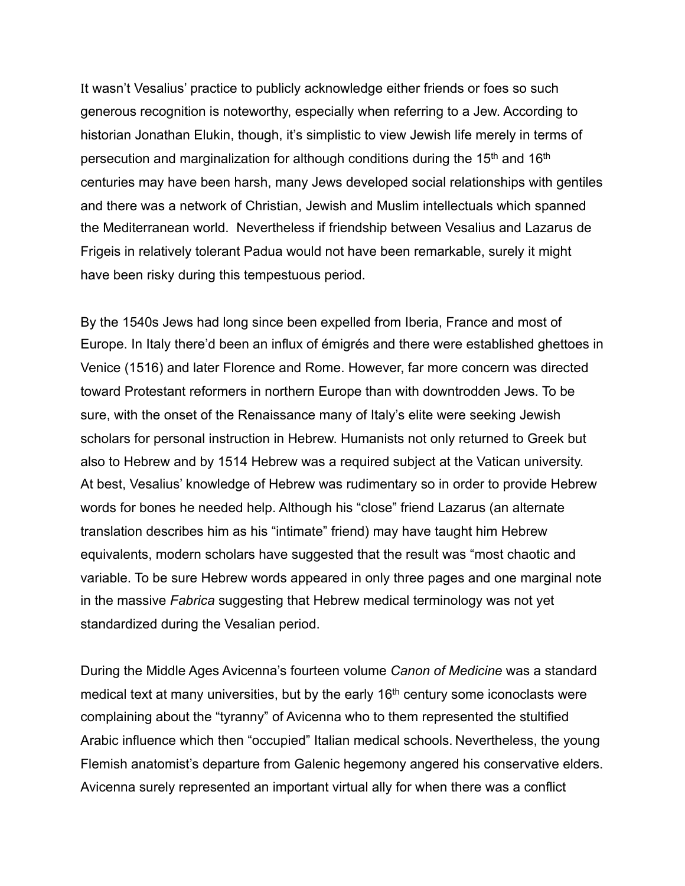It wasn't Vesalius' practice to publicly acknowledge either friends or foes so such generous recognition is noteworthy, especially when referring to a Jew. According to historian Jonathan Elukin, though, it's simplistic to view Jewish life merely in terms of persecution and marginalization for although conditions during the 15th and 16th centuries may have been harsh, many Jews developed social relationships with gentiles and there was a network of Christian, Jewish and Muslim intellectuals which spanned the Mediterranean world. Nevertheless if friendship between Vesalius and Lazarus de Frigeis in relatively tolerant Padua would not have been remarkable, surely it might have been risky during this tempestuous period.

By the 1540s Jews had long since been expelled from Iberia, France and most of Europe. In Italy there'd been an influx of émigrés and there were established ghettoes in Venice (1516) and later Florence and Rome. However, far more concern was directed toward Protestant reformers in northern Europe than with downtrodden Jews. To be sure, with the onset of the Renaissance many of Italy's elite were seeking Jewish scholars for personal instruction in Hebrew. Humanists not only returned to Greek but also to Hebrew and by 1514 Hebrew was a required subject at the Vatican university. At best, Vesalius' knowledge of Hebrew was rudimentary so in order to provide Hebrew words for bones he needed help. Although his "close" friend Lazarus (an alternate translation describes him as his "intimate" friend) may have taught him Hebrew equivalents, modern scholars have suggested that the result was "most chaotic and variable. To be sure Hebrew words appeared in only three pages and one marginal note in the massive *Fabrica* suggesting that Hebrew medical terminology was not yet standardized during the Vesalian period.

During the Middle Ages Avicenna's fourteen volume *Canon of Medicine* was a standard medical text at many universities, but by the early 16th century some iconoclasts were complaining about the "tyranny" of Avicenna who to them represented the stultified Arabic influence which then "occupied" Italian medical schools. Nevertheless, the young Flemish anatomist's departure from Galenic hegemony angered his conservative elders. Avicenna surely represented an important virtual ally for when there was a conflict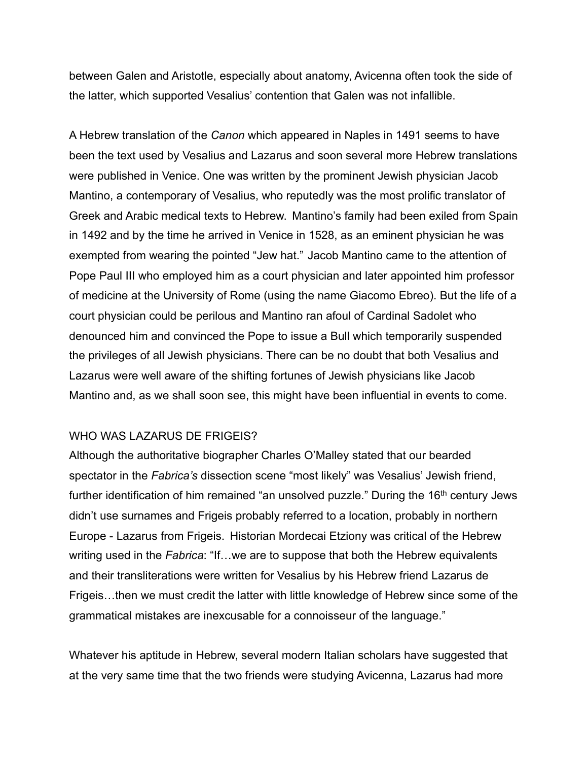between Galen and Aristotle, especially about anatomy, Avicenna often took the side of the latter, which supported Vesalius' contention that Galen was not infallible.

A Hebrew translation of the *Canon* which appeared in Naples in 1491 seems to have been the text used by Vesalius and Lazarus and soon several more Hebrew translations were published in Venice. One was written by the prominent Jewish physician Jacob Mantino, a contemporary of Vesalius, who reputedly was the most prolific translator of Greek and Arabic medical texts to Hebrew. Mantino's family had been exiled from Spain in 1492 and by the time he arrived in Venice in 1528, as an eminent physician he was exempted from wearing the pointed "Jew hat." Jacob Mantino came to the attention of Pope Paul III who employed him as a court physician and later appointed him professor of medicine at the University of Rome (using the name Giacomo Ebreo). But the life of a court physician could be perilous and Mantino ran afoul of Cardinal Sadolet who denounced him and convinced the Pope to issue a Bull which temporarily suspended the privileges of all Jewish physicians. There can be no doubt that both Vesalius and Lazarus were well aware of the shifting fortunes of Jewish physicians like Jacob Mantino and, as we shall soon see, this might have been influential in events to come.

## WHO WAS LAZARUS DE FRIGEIS?

Although the authoritative biographer Charles O'Malley stated that our bearded spectator in the *Fabrica's* dissection scene "most likely" was Vesalius' Jewish friend, further identification of him remained "an unsolved puzzle." During the 16th century Jews didn't use surnames and Frigeis probably referred to a location, probably in northern Europe - Lazarus from Frigeis. Historian Mordecai Etziony was critical of the Hebrew writing used in the *Fabrica*: "If…we are to suppose that both the Hebrew equivalents and their transliterations were written for Vesalius by his Hebrew friend Lazarus de Frigeis…then we must credit the latter with little knowledge of Hebrew since some of the grammatical mistakes are inexcusable for a connoisseur of the language."

Whatever his aptitude in Hebrew, several modern Italian scholars have suggested that at the very same time that the two friends were studying Avicenna, Lazarus had more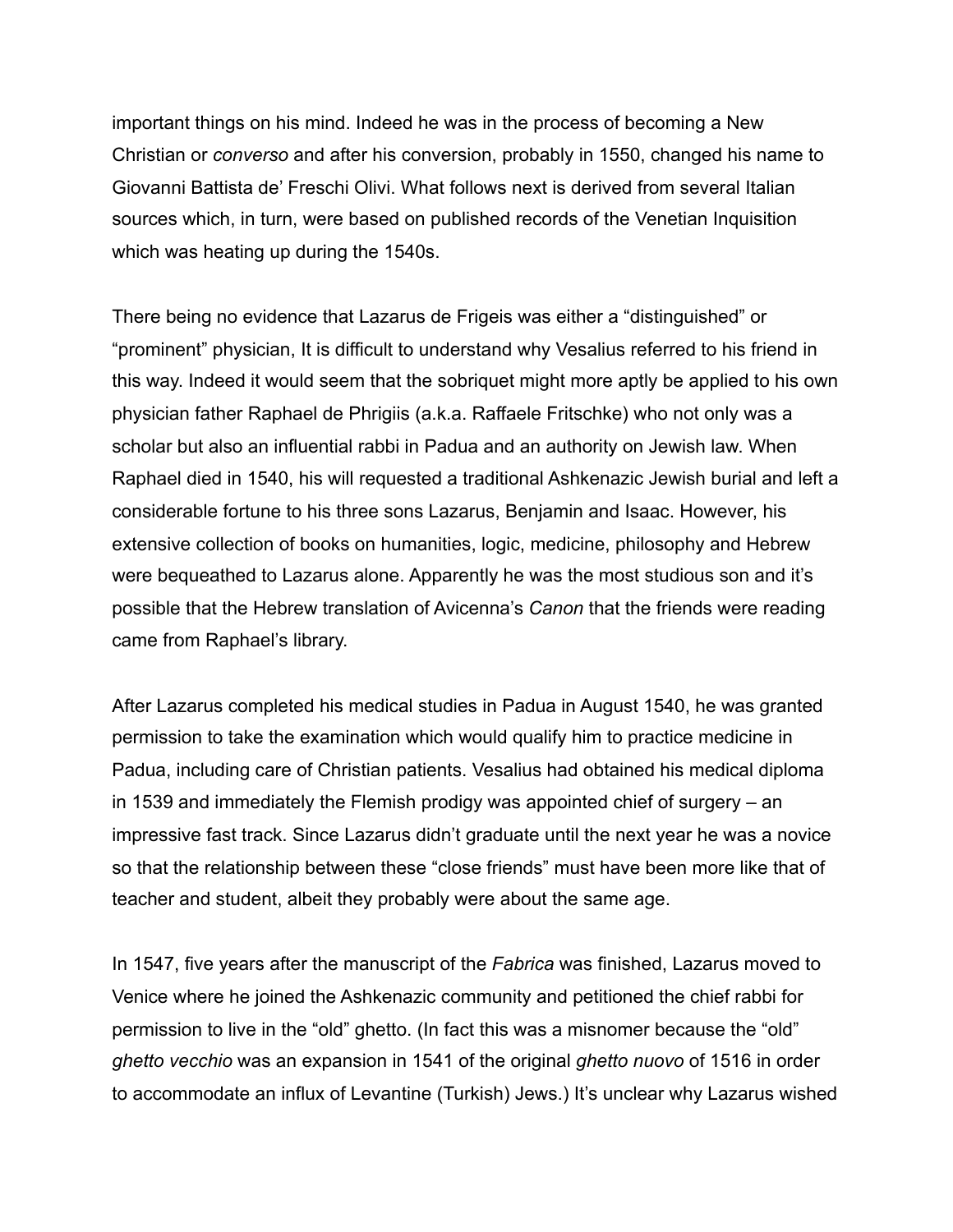important things on his mind. Indeed he was in the process of becoming a New Christian or *converso* and after his conversion, probably in 1550, changed his name to Giovanni Battista de' Freschi Olivi. What follows next is derived from several Italian sources which, in turn, were based on published records of the Venetian Inquisition which was heating up during the 1540s.

There being no evidence that Lazarus de Frigeis was either a "distinguished" or "prominent" physician, It is difficult to understand why Vesalius referred to his friend in this way. Indeed it would seem that the sobriquet might more aptly be applied to his own physician father Raphael de Phrigiis (a.k.a. Raffaele Fritschke) who not only was a scholar but also an influential rabbi in Padua and an authority on Jewish law. When Raphael died in 1540, his will requested a traditional Ashkenazic Jewish burial and left a considerable fortune to his three sons Lazarus, Benjamin and Isaac. However, his extensive collection of books on humanities, logic, medicine, philosophy and Hebrew were bequeathed to Lazarus alone. Apparently he was the most studious son and it's possible that the Hebrew translation of Avicenna's *Canon* that the friends were reading came from Raphael's library.

After Lazarus completed his medical studies in Padua in August 1540, he was granted permission to take the examination which would qualify him to practice medicine in Padua, including care of Christian patients. Vesalius had obtained his medical diploma in 1539 and immediately the Flemish prodigy was appointed chief of surgery – an impressive fast track. Since Lazarus didn't graduate until the next year he was a novice so that the relationship between these "close friends" must have been more like that of teacher and student, albeit they probably were about the same age.

In 1547, five years after the manuscript of the *Fabrica* was finished, Lazarus moved to Venice where he joined the Ashkenazic community and petitioned the chief rabbi for permission to live in the "old" ghetto. (In fact this was a misnomer because the "old" *ghetto vecchio* was an expansion in 1541 of the original *ghetto nuovo* of 1516 in order to accommodate an influx of Levantine (Turkish) Jews.) It's unclear why Lazarus wished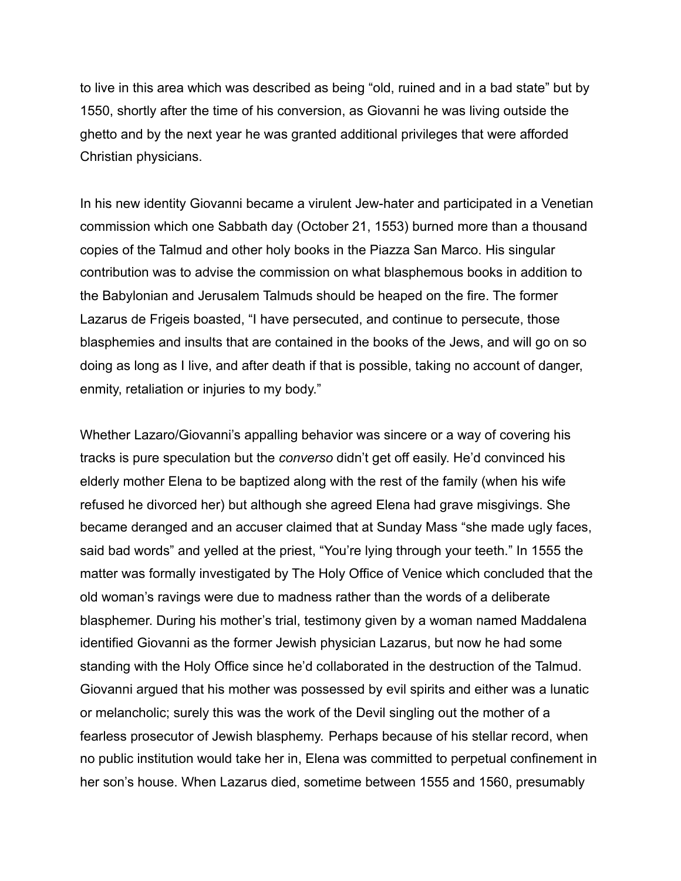to live in this area which was described as being "old, ruined and in a bad state" but by 1550, shortly after the time of his conversion, as Giovanni he was living outside the ghetto and by the next year he was granted additional privileges that were afforded Christian physicians.

In his new identity Giovanni became a virulent Jew-hater and participated in a Venetian commission which one Sabbath day (October 21, 1553) burned more than a thousand copies of the Talmud and other holy books in the Piazza San Marco. His singular contribution was to advise the commission on what blasphemous books in addition to the Babylonian and Jerusalem Talmuds should be heaped on the fire. The former Lazarus de Frigeis boasted, "I have persecuted, and continue to persecute, those blasphemies and insults that are contained in the books of the Jews, and will go on so doing as long as I live, and after death if that is possible, taking no account of danger, enmity, retaliation or injuries to my body."

Whether Lazaro/Giovanni's appalling behavior was sincere or a way of covering his tracks is pure speculation but the *converso* didn't get off easily. He'd convinced his elderly mother Elena to be baptized along with the rest of the family (when his wife refused he divorced her) but although she agreed Elena had grave misgivings. She became deranged and an accuser claimed that at Sunday Mass "she made ugly faces, said bad words" and yelled at the priest, "You're lying through your teeth." In 1555 the matter was formally investigated by The Holy Office of Venice which concluded that the old woman's ravings were due to madness rather than the words of a deliberate blasphemer. During his mother's trial, testimony given by a woman named Maddalena identified Giovanni as the former Jewish physician Lazarus, but now he had some standing with the Holy Office since he'd collaborated in the destruction of the Talmud. Giovanni argued that his mother was possessed by evil spirits and either was a lunatic or melancholic; surely this was the work of the Devil singling out the mother of a fearless prosecutor of Jewish blasphemy. Perhaps because of his stellar record, when no public institution would take her in, Elena was committed to perpetual confinement in her son's house. When Lazarus died, sometime between 1555 and 1560, presumably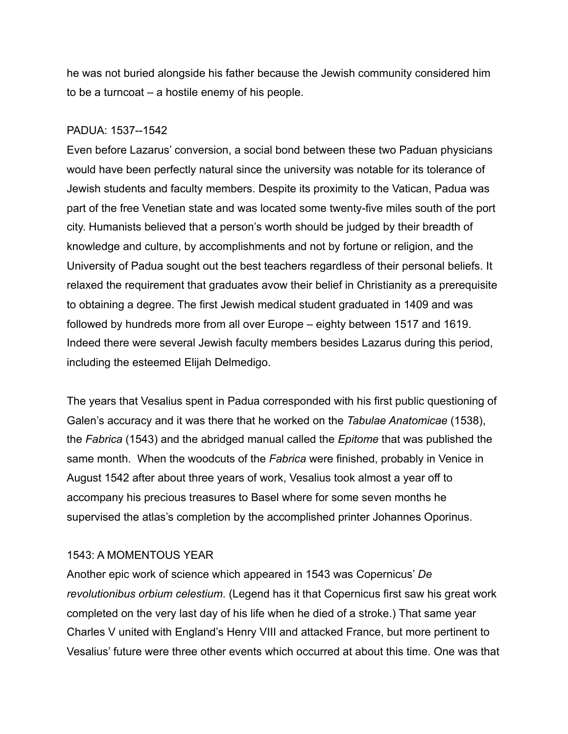he was not buried alongside his father because the Jewish community considered him to be a turncoat – a hostile enemy of his people.

## PADUA: 1537--1542

Even before Lazarus' conversion, a social bond between these two Paduan physicians would have been perfectly natural since the university was notable for its tolerance of Jewish students and faculty members. Despite its proximity to the Vatican, Padua was part of the free Venetian state and was located some twenty-five miles south of the port city. Humanists believed that a person's worth should be judged by their breadth of knowledge and culture, by accomplishments and not by fortune or religion, and the University of Padua sought out the best teachers regardless of their personal beliefs. It relaxed the requirement that graduates avow their belief in Christianity as a prerequisite to obtaining a degree. The first Jewish medical student graduated in 1409 and was followed by hundreds more from all over Europe – eighty between 1517 and 1619. Indeed there were several Jewish faculty members besides Lazarus during this period, including the esteemed Elijah Delmedigo.

The years that Vesalius spent in Padua corresponded with his first public questioning of Galen's accuracy and it was there that he worked on the *Tabulae Anatomicae* (1538), the *Fabrica* (1543) and the abridged manual called the *Epitome* that was published the same month. When the woodcuts of the *Fabrica* were finished, probably in Venice in August 1542 after about three years of work, Vesalius took almost a year off to accompany his precious treasures to Basel where for some seven months he supervised the atlas's completion by the accomplished printer Johannes Oporinus.

## 1543: A MOMENTOUS YEAR

Another epic work of science which appeared in 1543 was Copernicus' *De revolutionibus orbium celestium*. (Legend has it that Copernicus first saw his great work completed on the very last day of his life when he died of a stroke.) That same year Charles V united with England's Henry VIII and attacked France, but more pertinent to Vesalius' future were three other events which occurred at about this time. One was that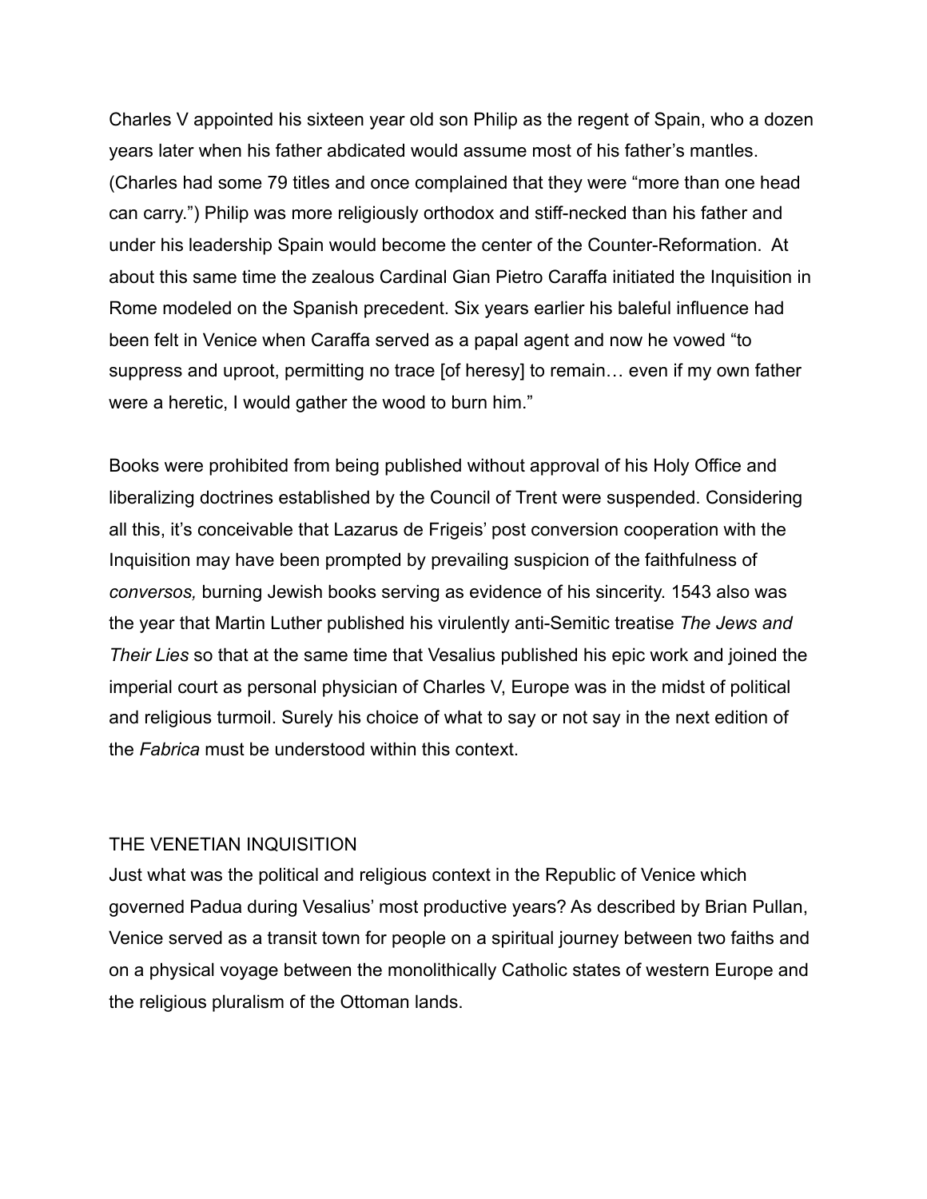Charles V appointed his sixteen year old son Philip as the regent of Spain, who a dozen years later when his father abdicated would assume most of his father's mantles. (Charles had some 79 titles and once complained that they were "more than one head can carry.") Philip was more religiously orthodox and stiff-necked than his father and under his leadership Spain would become the center of the Counter-Reformation. At about this same time the zealous Cardinal Gian Pietro Caraffa initiated the Inquisition in Rome modeled on the Spanish precedent. Six years earlier his baleful influence had been felt in Venice when Caraffa served as a papal agent and now he vowed "to suppress and uproot, permitting no trace [of heresy] to remain… even if my own father were a heretic, I would gather the wood to burn him."

Books were prohibited from being published without approval of his Holy Office and liberalizing doctrines established by the Council of Trent were suspended. Considering all this, it's conceivable that Lazarus de Frigeis' post conversion cooperation with the Inquisition may have been prompted by prevailing suspicion of the faithfulness of *conversos,* burning Jewish books serving as evidence of his sincerity. 1543 also was the year that Martin Luther published his virulently anti-Semitic treatise *The Jews and Their Lies* so that at the same time that Vesalius published his epic work and joined the imperial court as personal physician of Charles V, Europe was in the midst of political and religious turmoil. Surely his choice of what to say or not say in the next edition of the *Fabrica* must be understood within this context.

## THE VENETIAN INQUISITION

Just what was the political and religious context in the Republic of Venice which governed Padua during Vesalius' most productive years? As described by Brian Pullan, Venice served as a transit town for people on a spiritual journey between two faiths and on a physical voyage between the monolithically Catholic states of western Europe and the religious pluralism of the Ottoman lands.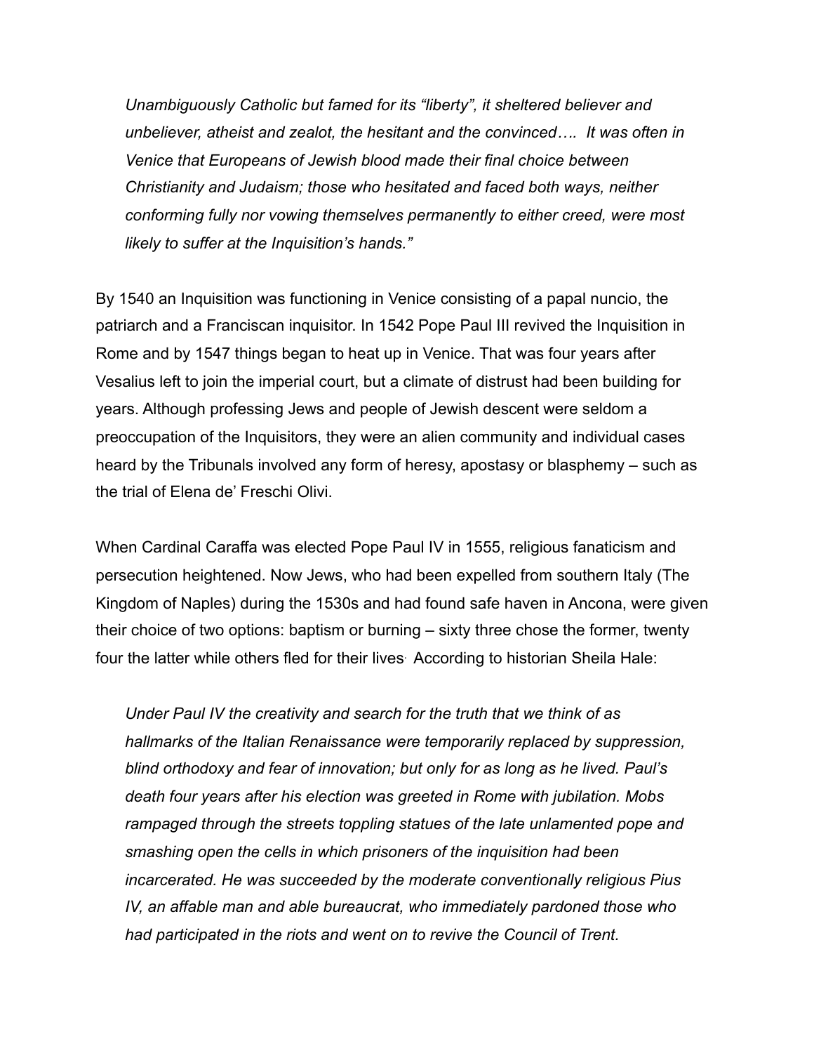*Unambiguously Catholic but famed for its "liberty", it sheltered believer and unbeliever, atheist and zealot, the hesitant and the convinced…. It was often in Venice that Europeans of Jewish blood made their final choice between Christianity and Judaism; those who hesitated and faced both ways, neither conforming fully nor vowing themselves permanently to either creed, were most likely to suffer at the Inquisition's hands."*

By 1540 an Inquisition was functioning in Venice consisting of a papal nuncio, the patriarch and a Franciscan inquisitor. In 1542 Pope Paul III revived the Inquisition in Rome and by 1547 things began to heat up in Venice. That was four years after Vesalius left to join the imperial court, but a climate of distrust had been building for years. Although professing Jews and people of Jewish descent were seldom a preoccupation of the Inquisitors, they were an alien community and individual cases heard by the Tribunals involved any form of heresy, apostasy or blasphemy – such as the trial of Elena de' Freschi Olivi.

When Cardinal Caraffa was elected Pope Paul IV in 1555, religious fanaticism and persecution heightened. Now Jews, who had been expelled from southern Italy (The Kingdom of Naples) during the 1530s and had found safe haven in Ancona, were given their choice of two options: baptism or burning – sixty three chose the former, twenty four the latter while others fled for their lives. According to historian Sheila Hale:

*Under Paul IV the creativity and search for the truth that we think of as hallmarks of the Italian Renaissance were temporarily replaced by suppression, blind orthodoxy and fear of innovation; but only for as long as he lived. Paul's death four years after his election was greeted in Rome with jubilation. Mobs rampaged through the streets toppling statues of the late unlamented pope and smashing open the cells in which prisoners of the inquisition had been incarcerated. He was succeeded by the moderate conventionally religious Pius IV, an affable man and able bureaucrat, who immediately pardoned those who had participated in the riots and went on to revive the Council of Trent.*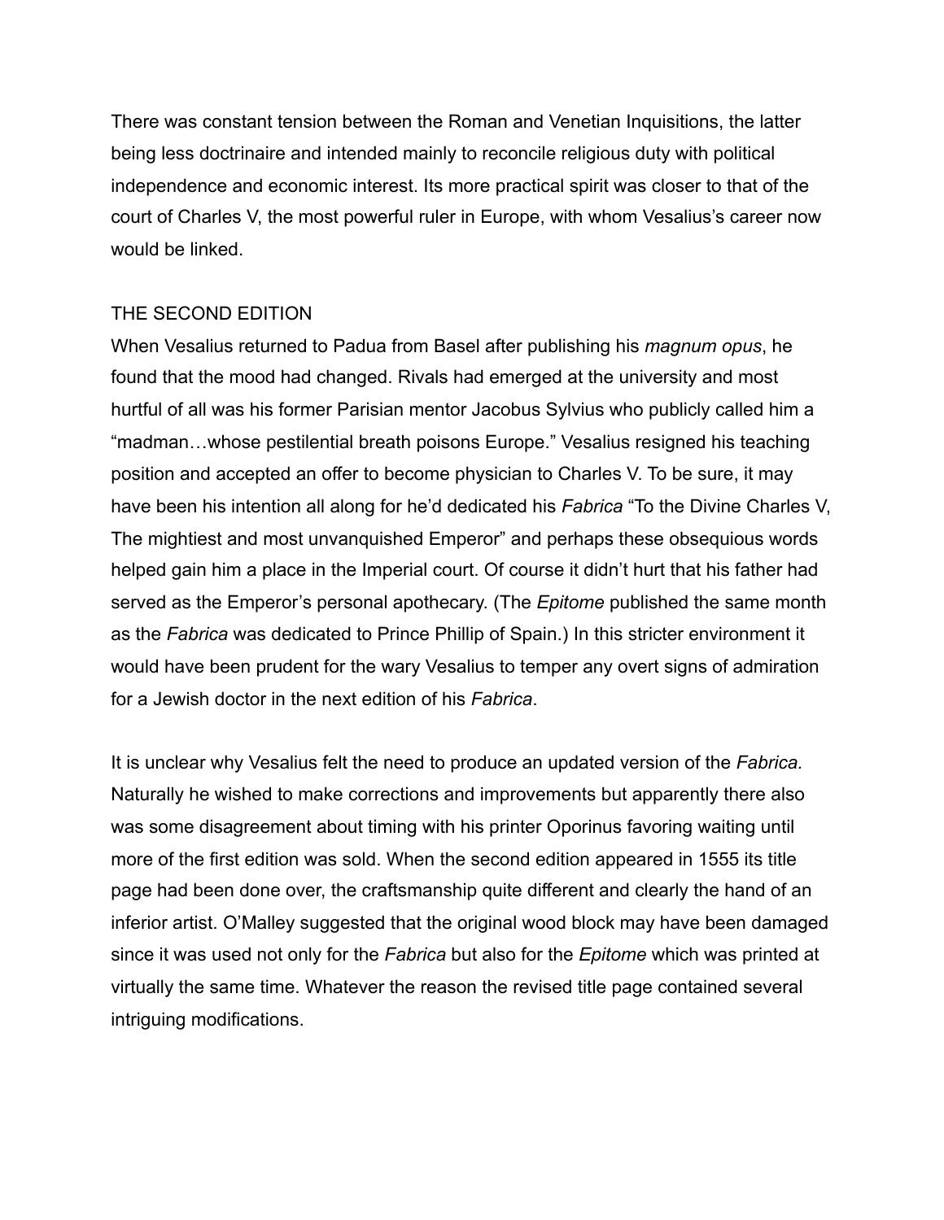There was constant tension between the Roman and Venetian Inquisitions, the latter being less doctrinaire and intended mainly to reconcile religious duty with political independence and economic interest. Its more practical spirit was closer to that of the court of Charles V, the most powerful ruler in Europe, with whom Vesalius's career now would be linked.

## THE SECOND EDITION

When Vesalius returned to Padua from Basel after publishing his *magnum opus*, he found that the mood had changed. Rivals had emerged at the university and most hurtful of all was his former Parisian mentor Jacobus Sylvius who publicly called him a "madman…whose pestilential breath poisons Europe." Vesalius resigned his teaching position and accepted an offer to become physician to Charles V. To be sure, it may have been his intention all along for he'd dedicated his *Fabrica* "To the Divine Charles V, The mightiest and most unvanquished Emperor" and perhaps these obsequious words helped gain him a place in the Imperial court. Of course it didn't hurt that his father had served as the Emperor's personal apothecary. (The *Epitome* published the same month as the *Fabrica* was dedicated to Prince Phillip of Spain.) In this stricter environment it would have been prudent for the wary Vesalius to temper any overt signs of admiration for a Jewish doctor in the next edition of his *Fabrica*.

It is unclear why Vesalius felt the need to produce an updated version of the *Fabrica.* Naturally he wished to make corrections and improvements but apparently there also was some disagreement about timing with his printer Oporinus favoring waiting until more of the first edition was sold. When the second edition appeared in 1555 its title page had been done over, the craftsmanship quite different and clearly the hand of an inferior artist. O'Malley suggested that the original wood block may have been damaged since it was used not only for the *Fabrica* but also for the *Epitome* which was printed at virtually the same time. Whatever the reason the revised title page contained several intriguing modifications.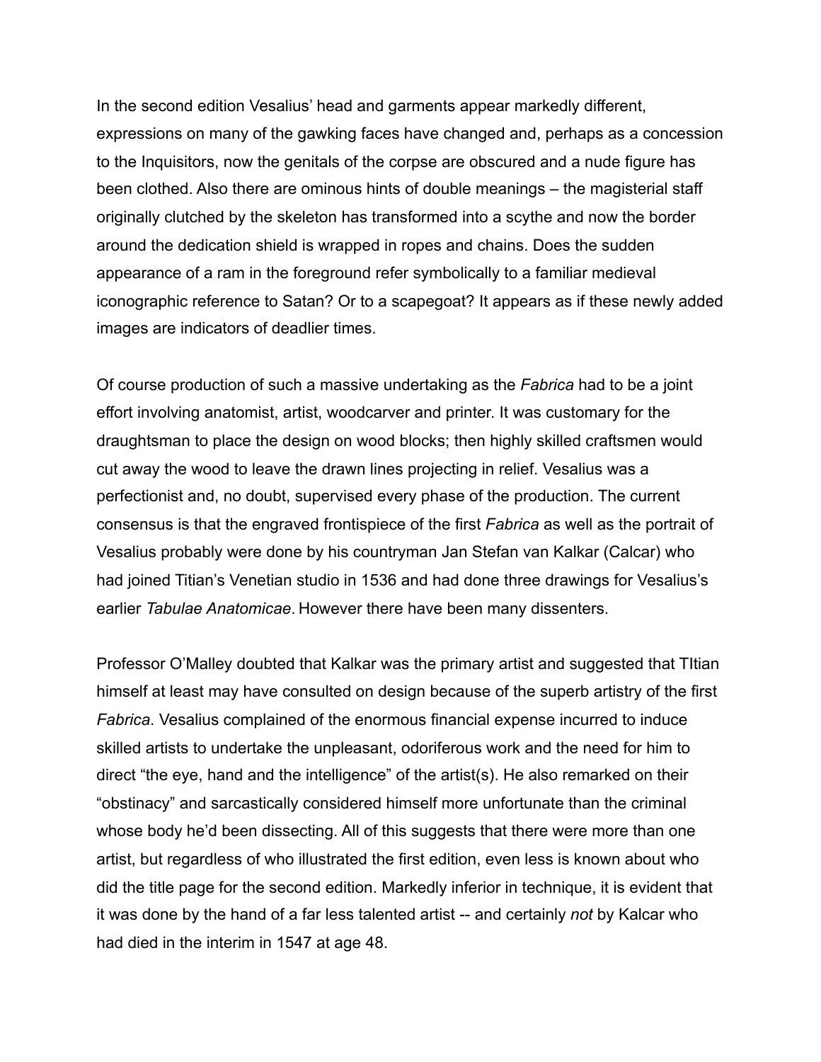In the second edition Vesalius' head and garments appear markedly different, expressions on many of the gawking faces have changed and, perhaps as a concession to the Inquisitors, now the genitals of the corpse are obscured and a nude figure has been clothed. Also there are ominous hints of double meanings – the magisterial staff originally clutched by the skeleton has transformed into a scythe and now the border around the dedication shield is wrapped in ropes and chains. Does the sudden appearance of a ram in the foreground refer symbolically to a familiar medieval iconographic reference to Satan? Or to a scapegoat? It appears as if these newly added images are indicators of deadlier times.

Of course production of such a massive undertaking as the *Fabrica* had to be a joint effort involving anatomist, artist, woodcarver and printer. It was customary for the draughtsman to place the design on wood blocks; then highly skilled craftsmen would cut away the wood to leave the drawn lines projecting in relief. Vesalius was a perfectionist and, no doubt, supervised every phase of the production. The current consensus is that the engraved frontispiece of the first *Fabrica* as well as the portrait of Vesalius probably were done by his countryman Jan Stefan van Kalkar (Calcar) who had joined Titian's Venetian studio in 1536 and had done three drawings for Vesalius's earlier *Tabulae Anatomicae*. However there have been many dissenters.

Professor O'Malley doubted that Kalkar was the primary artist and suggested that TItian himself at least may have consulted on design because of the superb artistry of the first *Fabrica*. Vesalius complained of the enormous financial expense incurred to induce skilled artists to undertake the unpleasant, odoriferous work and the need for him to direct "the eye, hand and the intelligence" of the artist(s). He also remarked on their "obstinacy" and sarcastically considered himself more unfortunate than the criminal whose body he'd been dissecting. All of this suggests that there were more than one artist, but regardless of who illustrated the first edition, even less is known about who did the title page for the second edition. Markedly inferior in technique, it is evident that it was done by the hand of a far less talented artist -- and certainly *not* by Kalcar who had died in the interim in 1547 at age 48.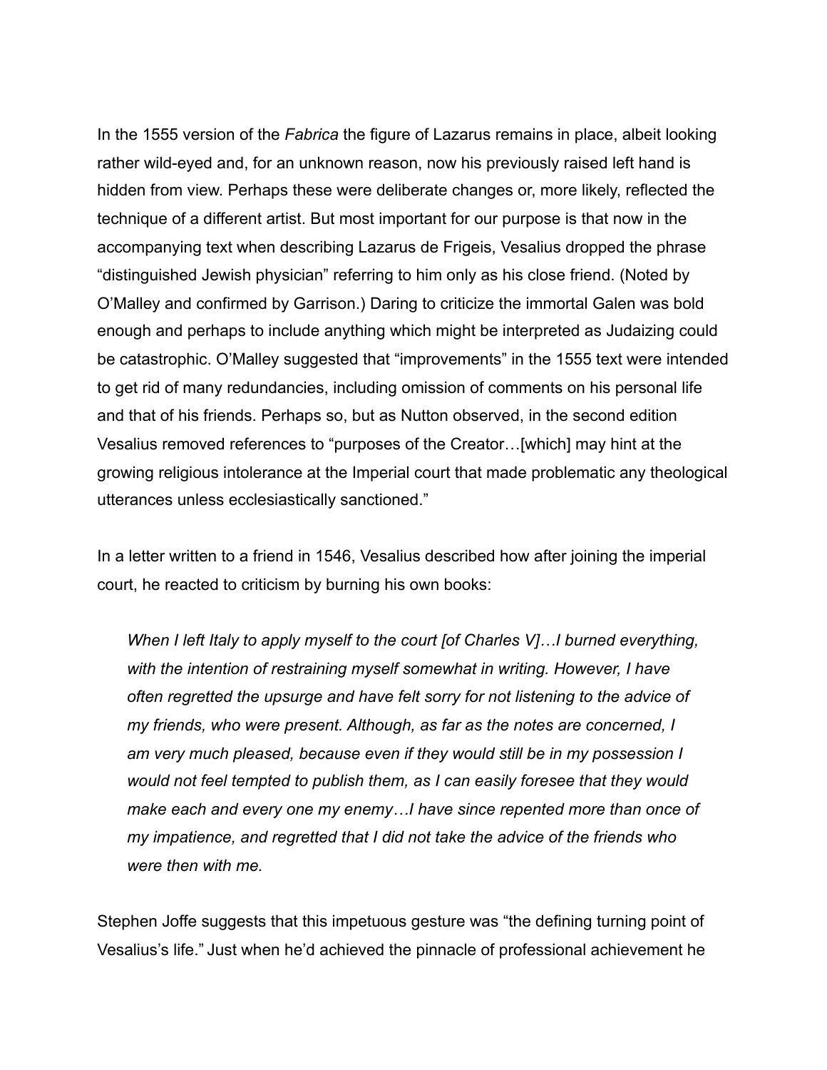In the 1555 version of the *Fabrica* the figure of Lazarus remains in place, albeit looking rather wild-eyed and, for an unknown reason, now his previously raised left hand is hidden from view. Perhaps these were deliberate changes or, more likely, reflected the technique of a different artist. But most important for our purpose is that now in the accompanying text when describing Lazarus de Frigeis, Vesalius dropped the phrase "distinguished Jewish physician" referring to him only as his close friend. (Noted by O'Malley and confirmed by Garrison.) Daring to criticize the immortal Galen was bold enough and perhaps to include anything which might be interpreted as Judaizing could be catastrophic. O'Malley suggested that "improvements" in the 1555 text were intended to get rid of many redundancies, including omission of comments on his personal life and that of his friends. Perhaps so, but as Nutton observed, in the second edition Vesalius removed references to "purposes of the Creator…[which] may hint at the growing religious intolerance at the Imperial court that made problematic any theological utterances unless ecclesiastically sanctioned."

In a letter written to a friend in 1546, Vesalius described how after joining the imperial court, he reacted to criticism by burning his own books:

> *When I left Italy to apply myself to the court [of Charles V]…I burned everything, with the intention of restraining myself somewhat in writing. However, I have often regretted the upsurge and have felt sorry for not listening to the advice of my friends, who were present. Although, as far as the notes are concerned, I am very much pleased, because even if they would still be in my possession I would not feel tempted to publish them, as I can easily foresee that they would make each and every one my enemy…I have since repented more than once of my impatience, and regretted that I did not take the advice of the friends who were then with me.*

Stephen Joffe suggests that this impetuous gesture was "the defining turning point of Vesalius's life." Just when he'd achieved the pinnacle of professional achievement he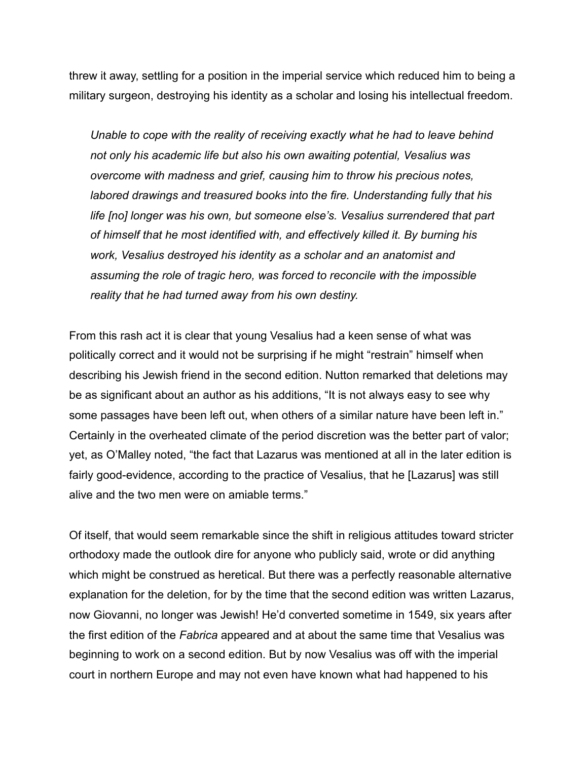threw it away, settling for a position in the imperial service which reduced him to being a military surgeon, destroying his identity as a scholar and losing his intellectual freedom.

> *Unable to cope with the reality of receiving exactly what he had to leave behind not only his academic life but also his own awaiting potential, Vesalius was overcome with madness and grief, causing him to throw his precious notes, labored drawings and treasured books into the fire. Understanding fully that his life [no] longer was his own, but someone else's. Vesalius surrendered that part of himself that he most identified with, and effectively killed it. By burning his work, Vesalius destroyed his identity as a scholar and an anatomist and assuming the role of tragic hero, was forced to reconcile with the impossible reality that he had turned away from his own destiny.*

From this rash act it is clear that young Vesalius had a keen sense of what was politically correct and it would not be surprising if he might "restrain" himself when describing his Jewish friend in the second edition. Nutton remarked that deletions may be as significant about an author as his additions, "It is not always easy to see why some passages have been left out, when others of a similar nature have been left in." Certainly in the overheated climate of the period discretion was the better part of valor; yet, as O'Malley noted, "the fact that Lazarus was mentioned at all in the later edition is fairly good-evidence, according to the practice of Vesalius, that he [Lazarus] was still alive and the two men were on amiable terms."

Of itself, that would seem remarkable since the shift in religious attitudes toward stricter orthodoxy made the outlook dire for anyone who publicly said, wrote or did anything which might be construed as heretical. But there was a perfectly reasonable alternative explanation for the deletion, for by the time that the second edition was written Lazarus, now Giovanni, no longer was Jewish! He'd converted sometime in 1549, six years after the first edition of the *Fabrica* appeared and at about the same time that Vesalius was beginning to work on a second edition. But by now Vesalius was off with the imperial court in northern Europe and may not even have known what had happened to his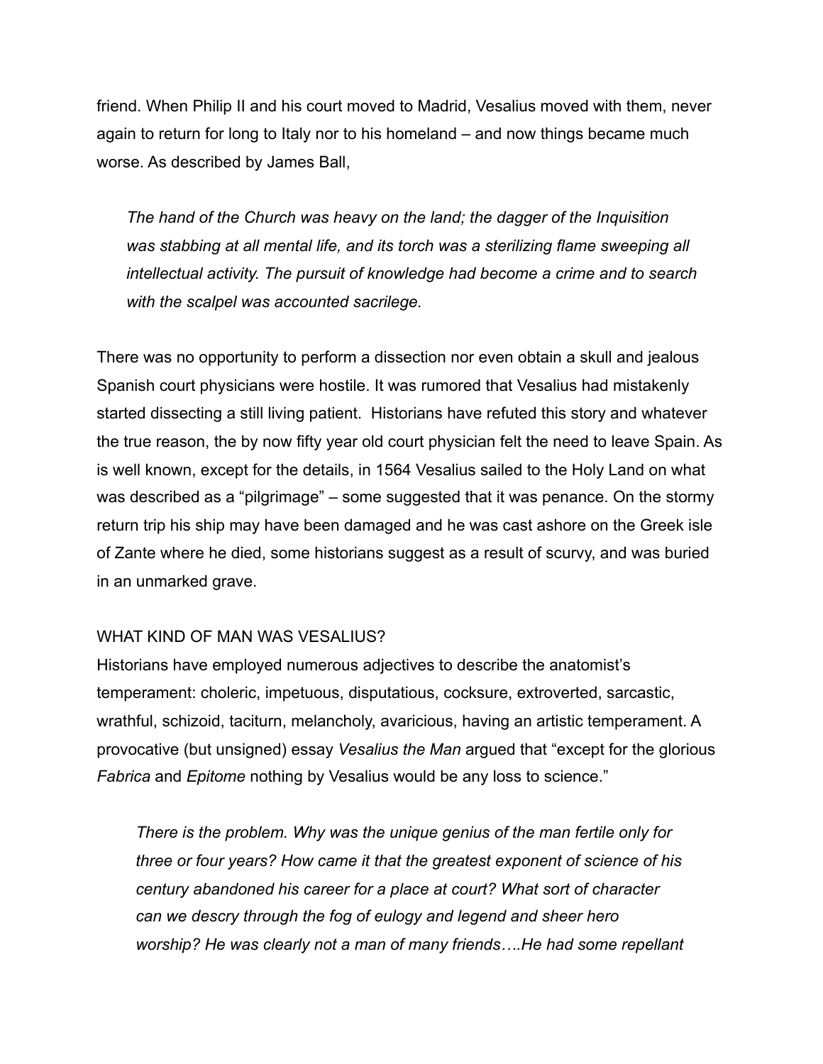friend. When Philip II and his court moved to Madrid, Vesalius moved with them, never again to return for long to Italy nor to his homeland – and now things became much worse. As described by James Ball,

> *The hand of the Church was heavy on the land; the dagger of the Inquisition was stabbing at all mental life, and its torch was a sterilizing flame sweeping all intellectual activity. The pursuit of knowledge had become a crime and to search with the scalpel was accounted sacrilege.*

There was no opportunity to perform a dissection nor even obtain a skull and jealous Spanish court physicians were hostile. It was rumored that Vesalius had mistakenly started dissecting a still living patient. Historians have refuted this story and whatever the true reason, the by now fifty year old court physician felt the need to leave Spain. As is well known, except for the details, in 1564 Vesalius sailed to the Holy Land on what was described as a "pilgrimage" – some suggested that it was penance. On the stormy return trip his ship may have been damaged and he was cast ashore on the Greek isle of Zante where he died, some historians suggest as a result of scurvy, and was buried in an unmarked grave.

## WHAT KIND OF MAN WAS VESALIUS?

Historians have employed numerous adjectives to describe the anatomist's temperament: choleric, impetuous, disputatious, cocksure, extroverted, sarcastic, wrathful, schizoid, taciturn, melancholy, avaricious, having an artistic temperament. A provocative (but unsigned) essay *Vesalius the Man* argued that "except for the glorious *Fabrica* and *Epitome* nothing by Vesalius would be any loss to science."

> *There is the problem. Why was the unique genius of the man fertile only for three or four years? How came it that the greatest exponent of science of his century abandoned his career for a place at court? What sort of character can we descry through the fog of eulogy and legend and sheer hero worship? He was clearly not a man of many friends….He had some repellant*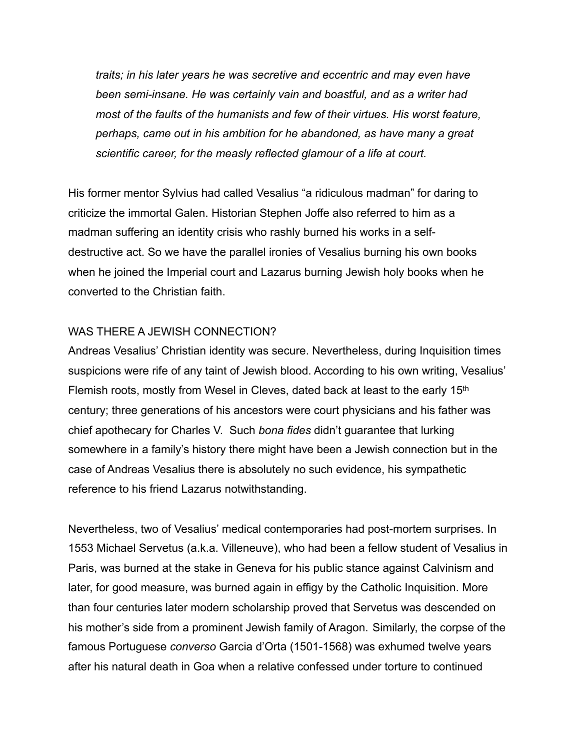*traits; in his later years he was secretive and eccentric and may even have been semi-insane. He was certainly vain and boastful, and as a writer had most of the faults of the humanists and few of their virtues. His worst feature, perhaps, came out in his ambition for he abandoned, as have many a great scientific career, for the measly reflected glamour of a life at court.*

His former mentor Sylvius had called Vesalius "a ridiculous madman" for daring to criticize the immortal Galen. Historian Stephen Joffe also referred to him as a madman suffering an identity crisis who rashly burned his works in a self-destructive act. So we have the parallel ironies of Vesalius burning his own books when he joined the Imperial court and Lazarus burning Jewish holy books when he converted to the Christian faith.

## WAS THERE A JEWISH CONNECTION?

Andreas Vesalius' Christian identity was secure. Nevertheless, during Inquisition times suspicions were rife of any taint of Jewish blood. According to his own writing, Vesalius' Flemish roots, mostly from Wesel in Cleves, dated back at least to the early 15th century; three generations of his ancestors were court physicians and his father was chief apothecary for Charles V. Such *bona fides* didn't guarantee that lurking somewhere in a family's history there might have been a Jewish connection but in the case of Andreas Vesalius there is absolutely no such evidence, his sympathetic reference to his friend Lazarus notwithstanding.

Nevertheless, two of Vesalius' medical contemporaries had post-mortem surprises. In 1553 Michael Servetus (a.k.a. Villeneuve), who had been a fellow student of Vesalius in Paris, was burned at the stake in Geneva for his public stance against Calvinism and later, for good measure, was burned again in effigy by the Catholic Inquisition. More than four centuries later modern scholarship proved that Servetus was descended on his mother's side from a prominent Jewish family of Aragon. Similarly, the corpse of the famous Portuguese *converso* Garcia d'Orta (1501-1568) was exhumed twelve years after his natural death in Goa when a relative confessed under torture to continued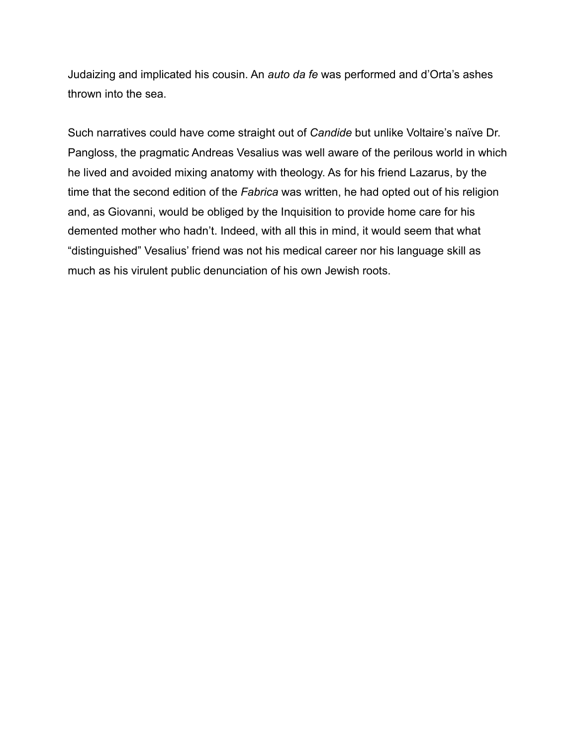Judaizing and implicated his cousin. An *auto da fe* was performed and d'Orta's ashes thrown into the sea.

Such narratives could have come straight out of *Candide* but unlike Voltaire's naïve Dr. Pangloss, the pragmatic Andreas Vesalius was well aware of the perilous world in which he lived and avoided mixing anatomy with theology. As for his friend Lazarus, by the time that the second edition of the *Fabrica* was written, he had opted out of his religion and, as Giovanni, would be obliged by the Inquisition to provide home care for his demented mother who hadn't. Indeed, with all this in mind, it would seem that what "distinguished" Vesalius' friend was not his medical career nor his language skill as much as his virulent public denunciation of his own Jewish roots.